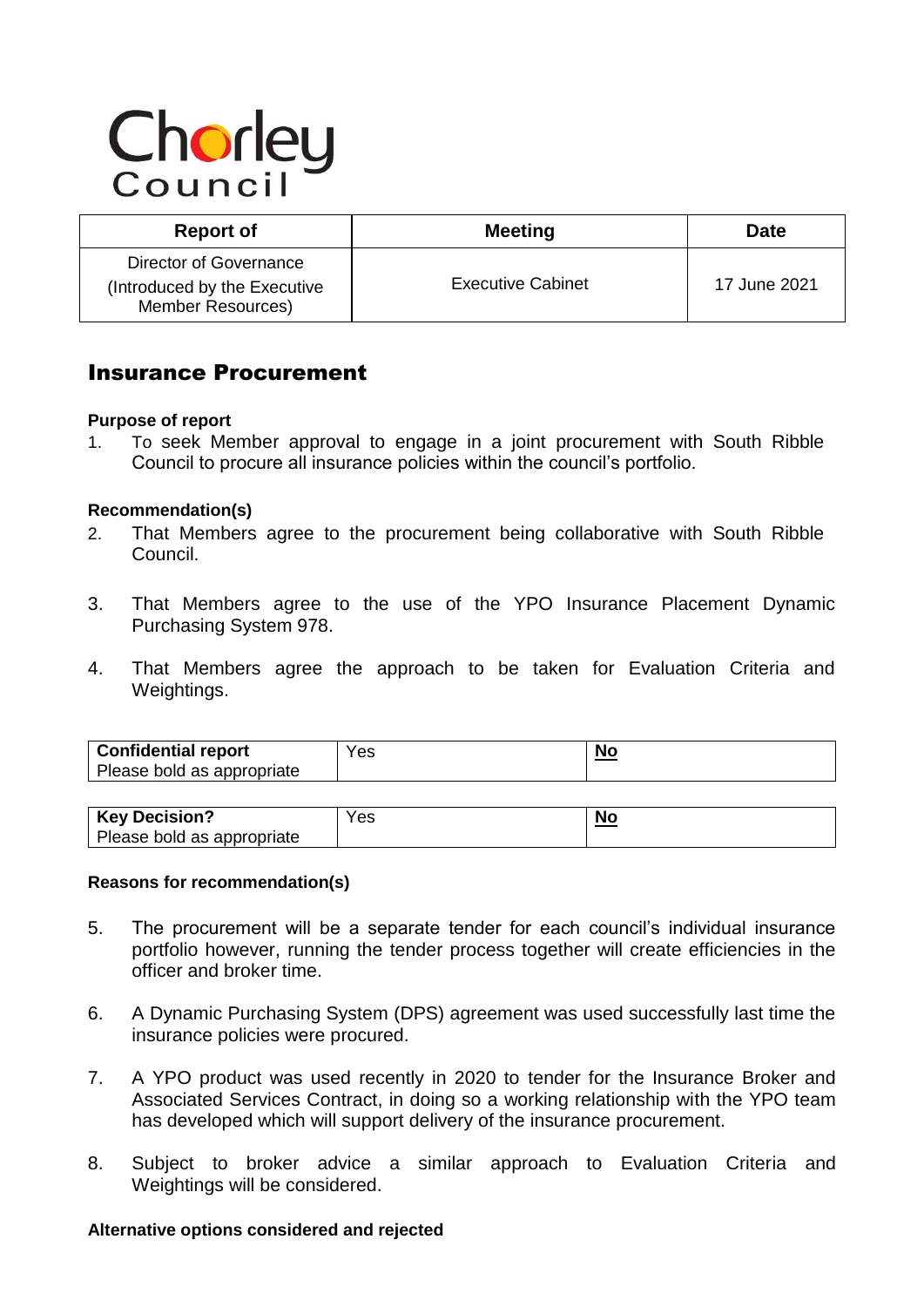Chorley Council

| Report of | Meeting | Date |
|---|---|---|
| Director of Governance (Introduced by the Executive Member Resources) | Executive Cabinet | 17 June 2021 |

# Insurance Procurement

### Purpose of report

1. To seek Member approval to engage in a joint procurement with South Ribble Council to procure all insurance policies within the council's portfolio.

### Recommendation(s)

2. That Members agree to the procurement being collaborative with South Ribble Council.

3. That Members agree to the use of the YPO Insurance Placement Dynamic Purchasing System 978.

4. That Members agree the approach to be taken for Evaluation Criteria and Weightings.

| **Confidential report** Please bold as appropriate | Yes | **No** |
|---|---|---|

| **Key Decision?** Please bold as appropriate | Yes | **No** |
|---|---|---|

### Reasons for recommendation(s)

5. The procurement will be a separate tender for each council's individual insurance portfolio however, running the tender process together will create efficiencies in the officer and broker time.

6. A Dynamic Purchasing System (DPS) agreement was used successfully last time the insurance policies were procured.

7. A YPO product was used recently in 2020 to tender for the Insurance Broker and Associated Services Contract, in doing so a working relationship with the YPO team has developed which will support delivery of the insurance procurement.

8. Subject to broker advice a similar approach to Evaluation Criteria and Weightings will be considered.

### Alternative options considered and rejected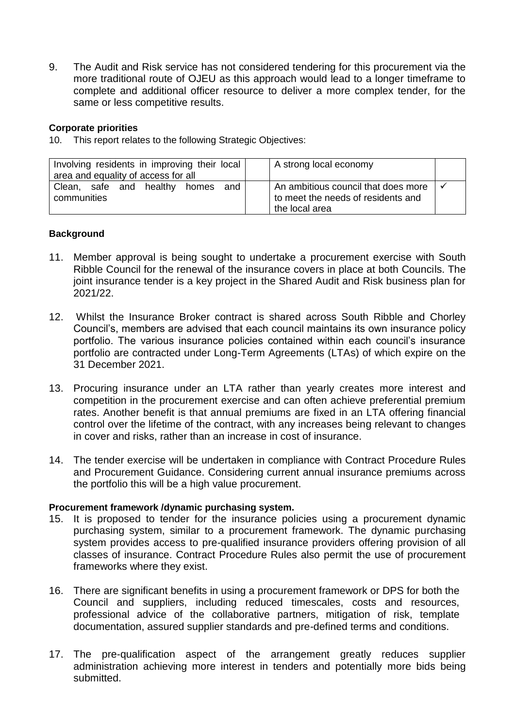9. The Audit and Risk service has not considered tendering for this procurement via the more traditional route of OJEU as this approach would lead to a longer timeframe to complete and additional officer resource to deliver a more complex tender, for the same or less competitive results.

**Corporate priorities**

10. This report relates to the following Strategic Objectives:

| Involving residents in improving their local area and equality of access for all | | A strong local economy | |
|---|---|---|---|
| Clean, safe and healthy homes and communities | | An ambitious council that does more to meet the needs of residents and the local area | ✓ |

**Background**

11. Member approval is being sought to undertake a procurement exercise with South Ribble Council for the renewal of the insurance covers in place at both Councils. The joint insurance tender is a key project in the Shared Audit and Risk business plan for 2021/22.

12. Whilst the Insurance Broker contract is shared across South Ribble and Chorley Council's, members are advised that each council maintains its own insurance policy portfolio. The various insurance policies contained within each council's insurance portfolio are contracted under Long-Term Agreements (LTAs) of which expire on the 31 December 2021.

13. Procuring insurance under an LTA rather than yearly creates more interest and competition in the procurement exercise and can often achieve preferential premium rates. Another benefit is that annual premiums are fixed in an LTA offering financial control over the lifetime of the contract, with any increases being relevant to changes in cover and risks, rather than an increase in cost of insurance.

14. The tender exercise will be undertaken in compliance with Contract Procedure Rules and Procurement Guidance. Considering current annual insurance premiums across the portfolio this will be a high value procurement.

**Procurement framework /dynamic purchasing system.**

15. It is proposed to tender for the insurance policies using a procurement dynamic purchasing system, similar to a procurement framework. The dynamic purchasing system provides access to pre-qualified insurance providers offering provision of all classes of insurance. Contract Procedure Rules also permit the use of procurement frameworks where they exist.

16. There are significant benefits in using a procurement framework or DPS for both the Council and suppliers, including reduced timescales, costs and resources, professional advice of the collaborative partners, mitigation of risk, template documentation, assured supplier standards and pre-defined terms and conditions.

17. The pre-qualification aspect of the arrangement greatly reduces supplier administration achieving more interest in tenders and potentially more bids being submitted.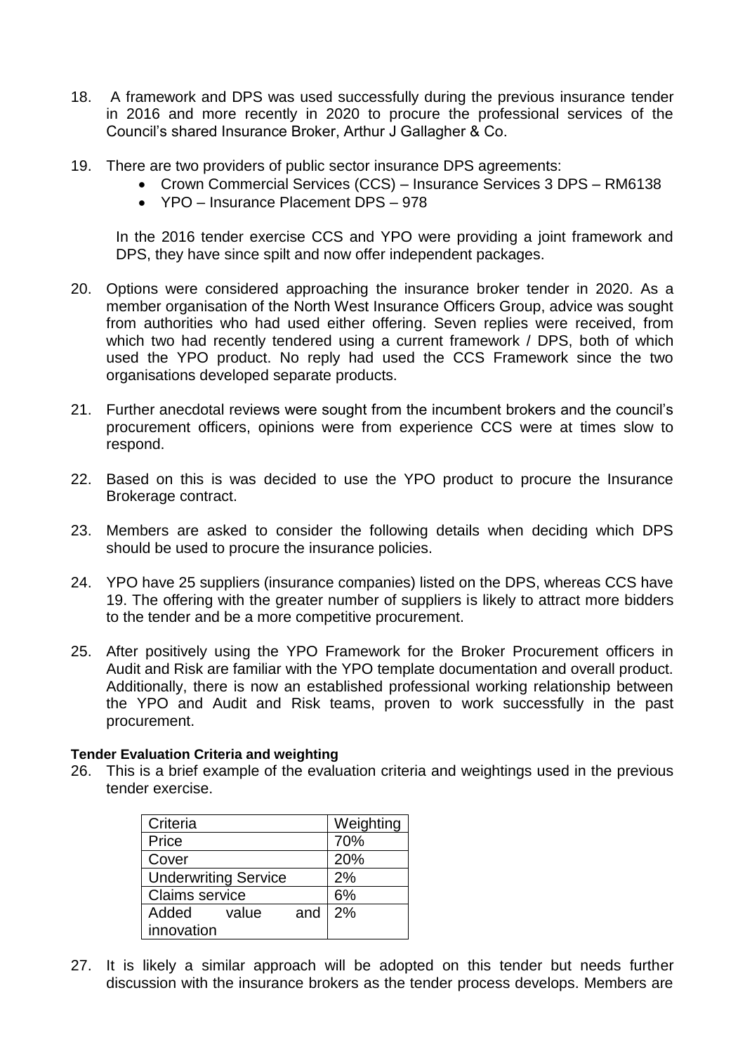18. A framework and DPS was used successfully during the previous insurance tender in 2016 and more recently in 2020 to procure the professional services of the Council's shared Insurance Broker, Arthur J Gallagher & Co.

19. There are two providers of public sector insurance DPS agreements:
    - Crown Commercial Services (CCS) – Insurance Services 3 DPS – RM6138
    - YPO – Insurance Placement DPS – 978

    In the 2016 tender exercise CCS and YPO were providing a joint framework and DPS, they have since spilt and now offer independent packages.

20. Options were considered approaching the insurance broker tender in 2020. As a member organisation of the North West Insurance Officers Group, advice was sought from authorities who had used either offering. Seven replies were received, from which two had recently tendered using a current framework / DPS, both of which used the YPO product. No reply had used the CCS Framework since the two organisations developed separate products.

21. Further anecdotal reviews were sought from the incumbent brokers and the council's procurement officers, opinions were from experience CCS were at times slow to respond.

22. Based on this is was decided to use the YPO product to procure the Insurance Brokerage contract.

23. Members are asked to consider the following details when deciding which DPS should be used to procure the insurance policies.

24. YPO have 25 suppliers (insurance companies) listed on the DPS, whereas CCS have 19. The offering with the greater number of suppliers is likely to attract more bidders to the tender and be a more competitive procurement.

25. After positively using the YPO Framework for the Broker Procurement officers in Audit and Risk are familiar with the YPO template documentation and overall product. Additionally, there is now an established professional working relationship between the YPO and Audit and Risk teams, proven to work successfully in the past procurement.

**Tender Evaluation Criteria and weighting**

26. This is a brief example of the evaluation criteria and weightings used in the previous tender exercise.

| Criteria | Weighting |
|---|---|
| Price | 70% |
| Cover | 20% |
| Underwriting Service | 2% |
| Claims service | 6% |
| Added value and innovation | 2% |

27. It is likely a similar approach will be adopted on this tender but needs further discussion with the insurance brokers as the tender process develops. Members are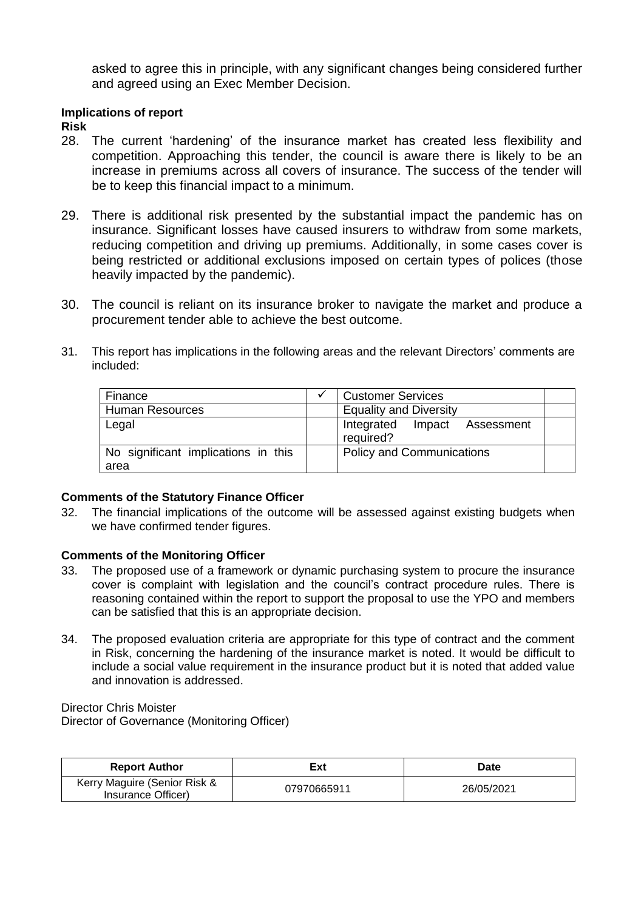asked to agree this in principle, with any significant changes being considered further and agreed using an Exec Member Decision.

**Implications of report**

**Risk**

28. The current 'hardening' of the insurance market has created less flexibility and competition. Approaching this tender, the council is aware there is likely to be an increase in premiums across all covers of insurance. The success of the tender will be to keep this financial impact to a minimum.

29. There is additional risk presented by the substantial impact the pandemic has on insurance. Significant losses have caused insurers to withdraw from some markets, reducing competition and driving up premiums. Additionally, in some cases cover is being restricted or additional exclusions imposed on certain types of polices (those heavily impacted by the pandemic).

30. The council is reliant on its insurance broker to navigate the market and produce a procurement tender able to achieve the best outcome.

31. This report has implications in the following areas and the relevant Directors' comments are included:

| | | | |
|---|---|---|---|
| Finance | ✓ | Customer Services | |
| Human Resources | | Equality and Diversity | |
| Legal | | Integrated Impact Assessment required? | |
| No significant implications in this area | | Policy and Communications | |

**Comments of the Statutory Finance Officer**

32. The financial implications of the outcome will be assessed against existing budgets when we have confirmed tender figures.

**Comments of the Monitoring Officer**

33. The proposed use of a framework or dynamic purchasing system to procure the insurance cover is complaint with legislation and the council's contract procedure rules. There is reasoning contained within the report to support the proposal to use the YPO and members can be satisfied that this is an appropriate decision.

34. The proposed evaluation criteria are appropriate for this type of contract and the comment in Risk, concerning the hardening of the insurance market is noted. It would be difficult to include a social value requirement in the insurance product but it is noted that added value and innovation is addressed.

Director Chris Moister
Director of Governance (Monitoring Officer)

| Report Author | Ext | Date |
|---|---|---|
| Kerry Maguire (Senior Risk & Insurance Officer) | 07970665911 | 26/05/2021 |